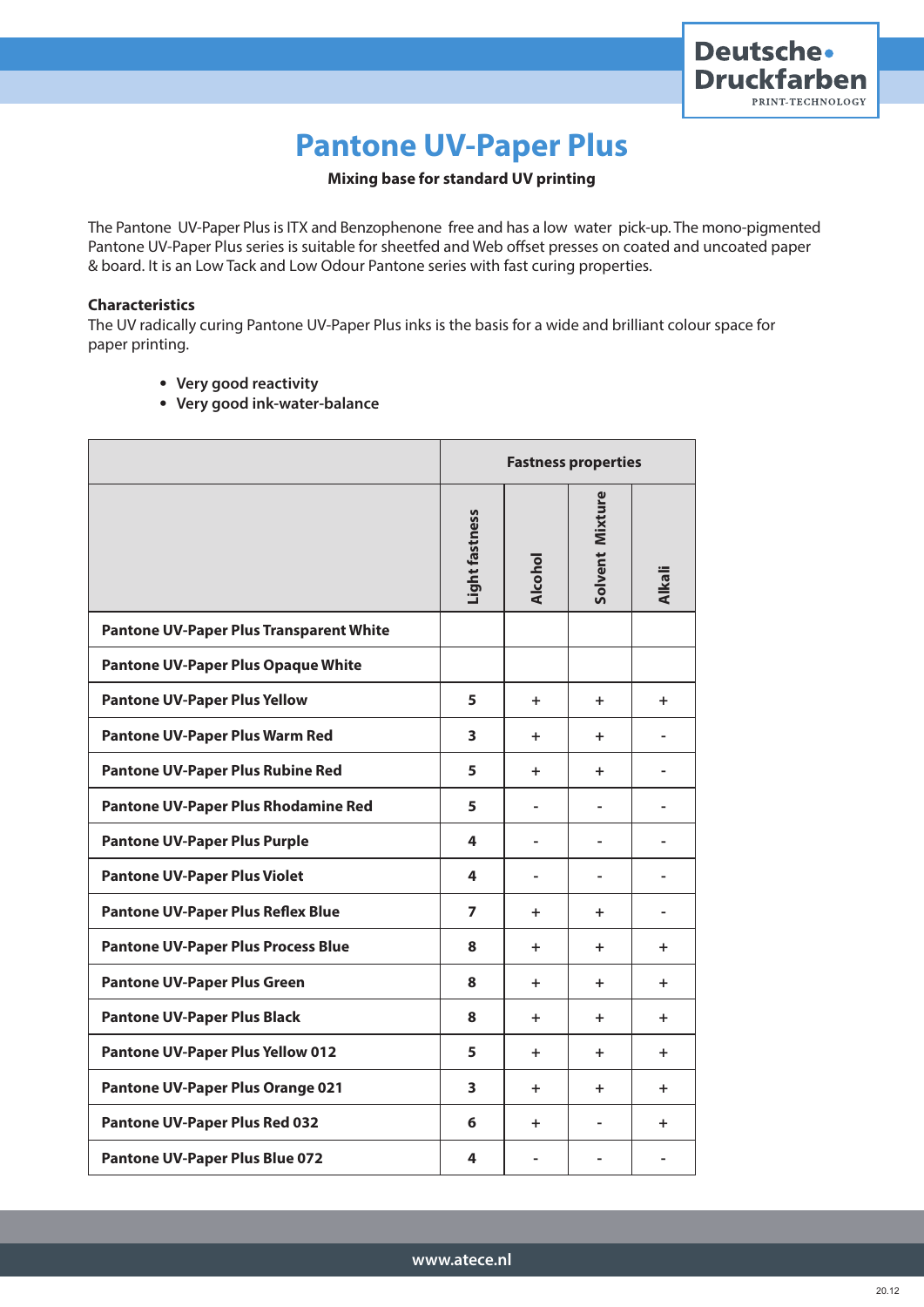# Pantone UV-Paper Plus

**Mixing base for standard UV printing**

The Pantone UV-Paper Plus is ITX and Benzophenone free and has a low water pick-up. The mono-pigmented Pantone UV-Paper Plus series is suitable for sheetfed and Web offset presses on coated and uncoated paper & board. It is an Low Tack and Low Odour Pantone series with fast curing properties.

**Characteristics**

The UV radically curing Pantone UV-Paper Plus inks is the basis for a wide and brilliant colour space for paper printing.

- **Very good reactivity**
- **Very good ink-water-balance**

| | Fastness properties | | | |
|---|---|---|---|---|
| | Light fastness | Alcohol | Solvent Mixture | Alkali |
| Pantone UV-Paper Plus Transparent White | | | | |
| Pantone UV-Paper Plus Opaque White | | | | |
| Pantone UV-Paper Plus Yellow | 5 | + | + | + |
| Pantone UV-Paper Plus Warm Red | 3 | + | + | - |
| Pantone UV-Paper Plus Rubine Red | 5 | + | + | - |
| Pantone UV-Paper Plus Rhodamine Red | 5 | - | - | - |
| Pantone UV-Paper Plus Purple | 4 | - | - | - |
| Pantone UV-Paper Plus Violet | 4 | - | - | - |
| Pantone UV-Paper Plus Reflex Blue | 7 | + | + | - |
| Pantone UV-Paper Plus Process Blue | 8 | + | + | + |
| Pantone UV-Paper Plus Green | 8 | + | + | + |
| Pantone UV-Paper Plus Black | 8 | + | + | + |
| Pantone UV-Paper Plus Yellow 012 | 5 | + | + | + |
| Pantone UV-Paper Plus Orange 021 | 3 | + | + | + |
| Pantone UV-Paper Plus Red 032 | 6 | + | - | + |
| Pantone UV-Paper Plus Blue 072 | 4 | - | - | - |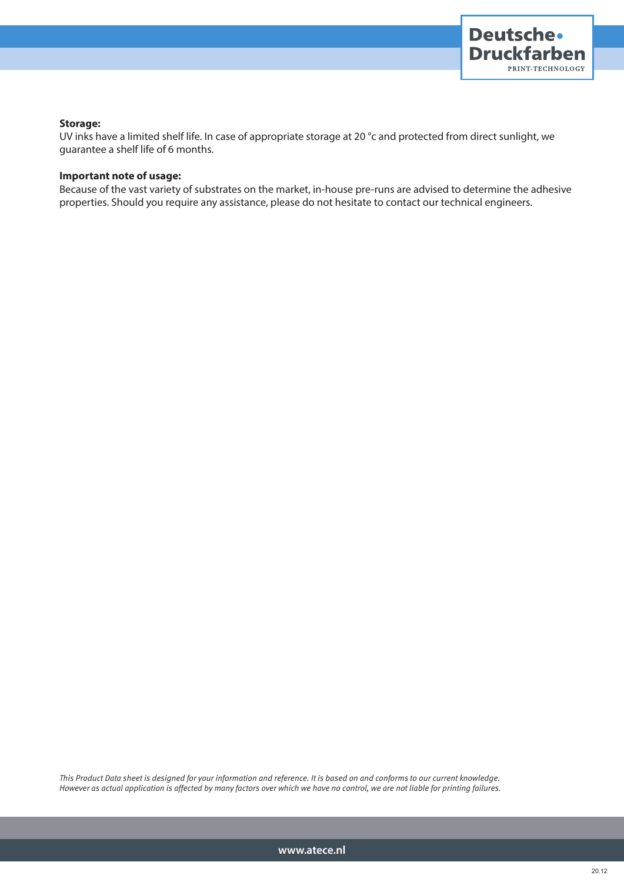**Storage:**
UV inks have a limited shelf life. In case of appropriate storage at 20 °c and protected from direct sunlight, we guarantee a shelf life of 6 months.

**Important note of usage:**
Because of the vast variety of substrates on the market, in-house pre-runs are advised to determine the adhesive properties. Should you require any assistance, please do not hesitate to contact our technical engineers.

*This Product Data sheet is designed for your information and reference. It is based on and conforms to our current knowledge. However as actual application is affected by many factors over which we have no control, we are not liable for printing failures.*